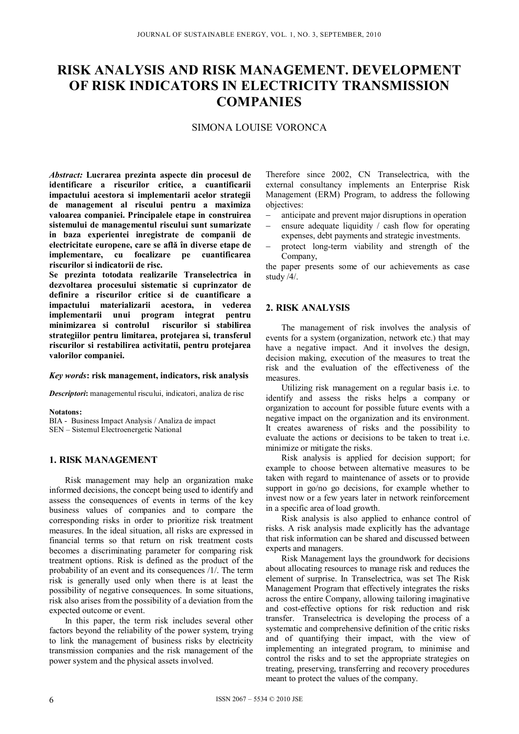# RISK ANALYSIS AND RISK MANAGEMENT. DEVELOPMENT OF RISK INDICATORS IN ELECTRICITY TRANSMISSION COMPANIES

SIMONA LOUISE VORONCA

*Abstract:* **Lucrarea prezinta aspecte din procesul de identificare a riscurilor critice, a cuantificarii impactului acestora si implementarii acelor strategii de management al riscului pentru a maximiza valoarea companiei. Principalele etape in construirea sistemului de managementul riscului sunt sumarizate in baza experientei inregistrate de companii de electricitate europene, care se află în diverse etape de implementare, cu focalizare pe cuantificarea riscurilor si indicatorii de risc.**

**Se prezinta totodata realizarile Transelectrica in dezvoltarea procesului sistematic si cuprinzator de definire a riscurilor critice si de cuantificare a impactului materializarii acestora, in vederea implementarii unui program integrat pentru minimizarea si controlul riscurilor si stabilirea strategiilor pentru limitarea, protejarea si, transferul riscurilor si restabilirea activitatii, pentru protejarea valorilor companiei.**

*Key words*: **risk management, indicators, risk analysis**

*Descriptori*: managementul riscului, indicatori, analiza de risc

**Notatons:**

BIA - Business Impact Analysis / Analiza de impact

SEN – Sistemul Electroenergetic National

## 1. RISK MANAGEMENT

Risk management may help an organization make informed decisions, the concept being used to identify and assess the consequences of events in terms of the key business values of companies and to compare the corresponding risks in order to prioritize risk treatment measures. In the ideal situation, all risks are expressed in financial terms so that return on risk treatment costs becomes a discriminating parameter for comparing risk treatment options. Risk is defined as the product of the probability of an event and its consequences /1/. The term risk is generally used only when there is at least the possibility of negative consequences. In some situations, risk also arises from the possibility of a deviation from the expected outcome or event.

In this paper, the term risk includes several other factors beyond the reliability of the power system, trying to link the management of business risks by electricity transmission companies and the risk management of the power system and the physical assets involved.

Therefore since 2002, CN Transelectrica, with the external consultancy implements an Enterprise Risk Management (ERM) Program, to address the following objectives:

- anticipate and prevent major disruptions in operation
- ensure adequate liquidity / cash flow for operating expenses, debt payments and strategic investments.
- protect long-term viability and strength of the Company,

the paper presents some of our achievements as case study /4/.

## 2. RISK ANALYSIS

The management of risk involves the analysis of events for a system (organization, network etc.) that may have a negative impact. And it involves the design, decision making, execution of the measures to treat the risk and the evaluation of the effectiveness of the measures.

Utilizing risk management on a regular basis i.e. to identify and assess the risks helps a company or organization to account for possible future events with a negative impact on the organization and its environment. It creates awareness of risks and the possibility to evaluate the actions or decisions to be taken to treat i.e. minimize or mitigate the risks.

Risk analysis is applied for decision support; for example to choose between alternative measures to be taken with regard to maintenance of assets or to provide support in go/no go decisions, for example whether to invest now or a few years later in network reinforcement in a specific area of load growth.

Risk analysis is also applied to enhance control of risks. A risk analysis made explicitly has the advantage that risk information can be shared and discussed between experts and managers.

Risk Management lays the groundwork for decisions about allocating resources to manage risk and reduces the element of surprise. In Transelectrica, was set The Risk Management Program that effectively integrates the risks across the entire Company, allowing tailoring imaginative and cost-effective options for risk reduction and risk transfer. Transelectrica is developing the process of a systematic and comprehensive definition of the critic risks and of quantifying their impact, with the view of implementing an integrated program, to minimise and control the risks and to set the appropriate strategies on treating, preserving, transferring and recovery procedures meant to protect the values of the company.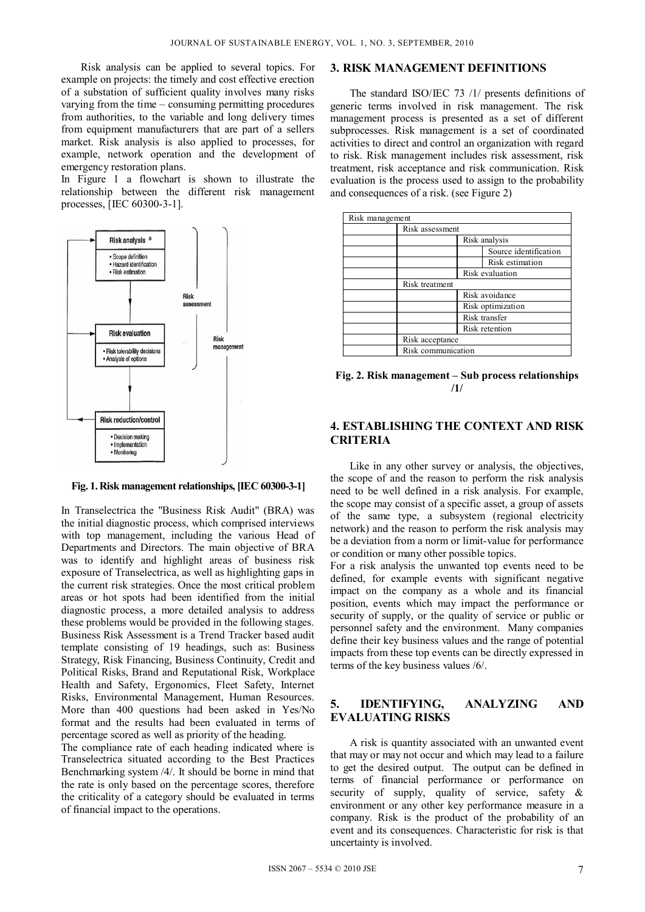Risk analysis can be applied to several topics. For example on projects: the timely and cost effective erection of a substation of sufficient quality involves many risks varying from the time – consuming permitting procedures from authorities, to the variable and long delivery times from equipment manufacturers that are part of a sellers market. Risk analysis is also applied to processes, for example, network operation and the development of emergency restoration plans.

In Figure 1 a flowchart is shown to illustrate the relationship between the different risk management processes, [IEC 60300-3-1].

**Fig. 1. Risk management relationships, [IEC 60300-3-1]**

In Transelectrica the "Business Risk Audit" (BRA) was the initial diagnostic process, which comprised interviews with top management, including the various Head of Departments and Directors. The main objective of BRA was to identify and highlight areas of business risk exposure of Transelectrica, as well as highlighting gaps in the current risk strategies. Once the most critical problem areas or hot spots had been identified from the initial diagnostic process, a more detailed analysis to address these problems would be provided in the following stages. Business Risk Assessment is a Trend Tracker based audit template consisting of 19 headings, such as: Business Strategy, Risk Financing, Business Continuity, Credit and Political Risks, Brand and Reputational Risk, Workplace Health and Safety, Ergonomics, Fleet Safety, Internet Risks, Environmental Management, Human Resources. More than 400 questions had been asked in Yes/No format and the results had been evaluated in terms of percentage scored as well as priority of the heading.

The compliance rate of each heading indicated where is Transelectrica situated according to the Best Practices Benchmarking system /4/. It should be borne in mind that the rate is only based on the percentage scores, therefore the criticality of a category should be evaluated in terms of financial impact to the operations.

## 3. RISK MANAGEMENT DEFINITIONS

The standard ISO/IEC 73 /1/ presents definitions of generic terms involved in risk management. The risk management process is presented as a set of different subprocesses. Risk management is a set of coordinated activities to direct and control an organization with regard to risk. Risk management includes risk assessment, risk treatment, risk acceptance and risk communication. Risk evaluation is the process used to assign to the probability and consequences of a risk. (see Figure 2)

| Risk management | | | |
|---|---|---|---|
| | Risk assessment | | |
| | | Risk analysis | |
| | | | Source identification |
| | | | Risk estimation |
| | | Risk evaluation | |
| | Risk treatment | | |
| | | Risk avoidance | |
| | | Risk optimization | |
| | | Risk transfer | |
| | | Risk retention | |
| | Risk acceptance | | |
| | Risk communication | | |

**Fig. 2. Risk management – Sub process relationships /1/**

## 4. ESTABLISHING THE CONTEXT AND RISK CRITERIA

Like in any other survey or analysis, the objectives, the scope of and the reason to perform the risk analysis need to be well defined in a risk analysis. For example, the scope may consist of a specific asset, a group of assets of the same type, a subsystem (regional electricity network) and the reason to perform the risk analysis may be a deviation from a norm or limit-value for performance or condition or many other possible topics.

For a risk analysis the unwanted top events need to be defined, for example events with significant negative impact on the company as a whole and its financial position, events which may impact the performance or security of supply, or the quality of service or public or personnel safety and the environment. Many companies define their key business values and the range of potential impacts from these top events can be directly expressed in terms of the key business values /6/.

## 5. IDENTIFYING, ANALYZING AND EVALUATING RISKS

A risk is quantity associated with an unwanted event that may or may not occur and which may lead to a failure to get the desired output. The output can be defined in terms of financial performance or performance on security of supply, quality of service, safety & environment or any other key performance measure in a company. Risk is the product of the probability of an event and its consequences. Characteristic for risk is that uncertainty is involved.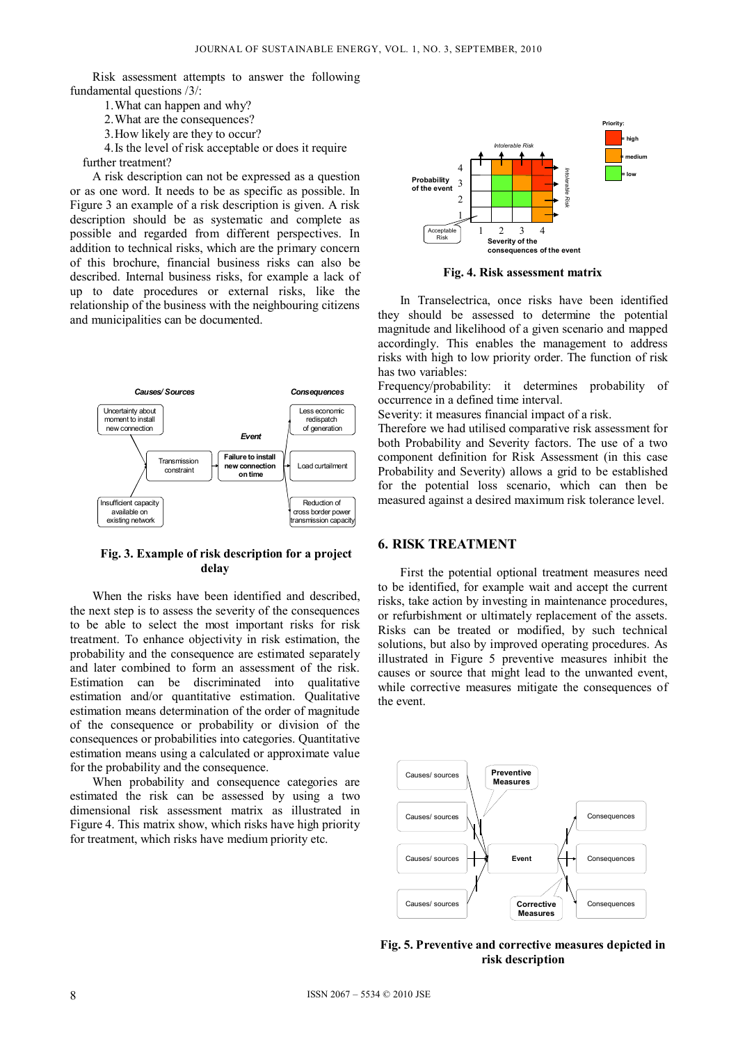Risk assessment attempts to answer the following fundamental questions /3/:

1. What can happen and why?
2. What are the consequences?
3. How likely are they to occur?
4. Is the level of risk acceptable or does it require further treatment?

A risk description can not be expressed as a question or as one word. It needs to be as specific as possible. In Figure 3 an example of a risk description is given. A risk description should be as systematic and complete as possible and regarded from different perspectives. In addition to technical risks, which are the primary concern of this brochure, financial business risks can also be described. Internal business risks, for example a lack of up to date procedures or external risks, like the relationship of the business with the neighbouring citizens and municipalities can be documented.

**Fig. 3. Example of risk description for a project delay**

When the risks have been identified and described, the next step is to assess the severity of the consequences to be able to select the most important risks for risk treatment. To enhance objectivity in risk estimation, the probability and the consequence are estimated separately and later combined to form an assessment of the risk. Estimation can be discriminated into qualitative estimation and/or quantitative estimation. Qualitative estimation means determination of the order of magnitude of the consequence or probability or division of the consequences or probabilities into categories. Quantitative estimation means using a calculated or approximate value for the probability and the consequence.

When probability and consequence categories are estimated the risk can be assessed by using a two dimensional risk assessment matrix as illustrated in Figure 4. This matrix show, which risks have high priority for treatment, which risks have medium priority etc.

**Fig. 4. Risk assessment matrix**

In Transelectrica, once risks have been identified they should be assessed to determine the current potential magnitude and likelihood of a given scenario and mapped accordingly. This enables the management to address risks with high to low priority order. The function of risk has two variables:

Frequency/probability: it determines probability of occurrence in a defined time interval.

Severity: it measures financial impact of a risk.

Therefore we had utilised comparative risk assessment for both Probability and Severity factors. The use of a two component definition for Risk Assessment (in this case Probability and Severity) allows a grid to be established for the potential loss scenario, which can then be measured against a desired maximum risk tolerance level.

## 6. RISK TREATMENT

First the potential optional treatment measures need to be identified, for example wait and accept the current risks, take action by investing in maintenance procedures, or refurbishment or ultimately replacement of the assets. Risks can be treated or modified, by such technical solutions, but also by improved operating procedures. As illustrated in Figure 5 preventive measures inhibit the causes or source that might lead to the unwanted event, while corrective measures mitigate the consequences of the event.

**Fig. 5. Preventive and corrective measures depicted in risk description**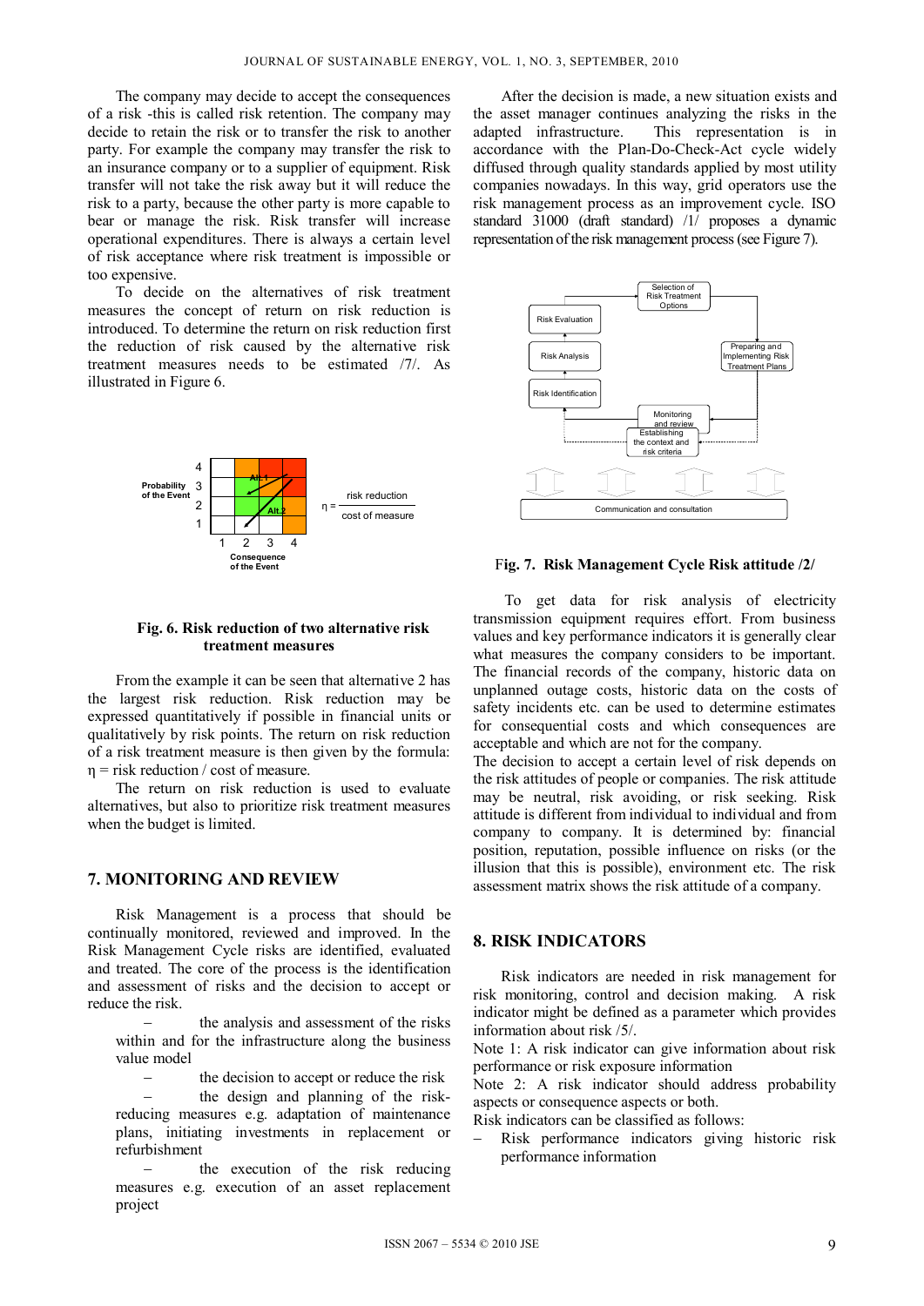The company may decide to accept the consequences of a risk -this is called risk retention. The company may decide to retain the risk or to transfer the risk to another party. For example the company may transfer the risk to an insurance company or to a supplier of equipment. Risk transfer will not take the risk away but it will reduce the risk to a party, because the other party is more capable to bear or manage the risk. Risk transfer will increase operational expenditures. There is always a certain level of risk acceptance where risk treatment is impossible or too expensive.

To decide on the alternatives of risk treatment measures the concept of return on risk reduction is introduced. To determine the return on risk reduction first the reduction of risk caused by the alternative risk treatment measures needs to be estimated /7/. As illustrated in Figure 6.

**Fig. 6. Risk reduction of two alternative risk treatment measures**

From the example it can be seen that alternative 2 has the largest risk reduction. Risk reduction may be expressed quantitatively if possible in financial units or qualitatively by risk points. The return on risk reduction of a risk treatment measure is then given by the formula: η = risk reduction / cost of measure.

The return on risk reduction is used to evaluate alternatives, but also to prioritize risk treatment measures when the budget is limited.

## 7. MONITORING AND REVIEW

Risk Management is a process that should be continually monitored, reviewed and improved. In the Risk Management Cycle risks are identified, evaluated and treated. The core of the process is the identification and assessment of risks and the decision to accept or reduce the risk.

- the analysis and assessment of the risks within and for the infrastructure along the business value model
- the decision to accept or reduce the risk
- the design and planning of the risk-reducing measures e.g. adaptation of maintenance plans, initiating investments in replacement or refurbishment
- the execution of the risk reducing measures e.g. execution of an asset replacement project

After the decision is made, a new situation exists and the asset manager continues analyzing the risks in the adapted infrastructure. This representation is in accordance with the Plan-Do-Check-Act cycle widely diffused through quality standards applied by most utility companies nowadays. In this way, grid operators use the risk management process as an improvement cycle. ISO standard 31000 (draft standard) /1/ proposes a dynamic representation of the risk management process (see Figure 7).

**Fig. 7. Risk Management Cycle Risk attitude /2/**

To get data for risk analysis of electricity transmission equipment requires effort. From business values and key performance indicators it is generally clear what measures the company considers to be important. The financial records of the company, historic data on unplanned outage costs, historic data on the costs of safety incidents etc. can be used to determine estimates for consequential costs and which consequences are acceptable and which are not for the company.

The decision to accept a certain level of risk depends on the risk attitudes of people or companies. The risk attitude may be neutral, risk avoiding, or risk seeking. Risk attitude is different from individual to individual and from company to company. It is determined by: financial position, reputation, possible influence on risks (or the illusion that this is possible), environment etc. The risk assessment matrix shows the risk attitude of a company.

## 8. RISK INDICATORS

Risk indicators are needed in risk management for risk monitoring, control and decision making. A risk indicator might be defined as a parameter which provides information about risk /5/.

Note 1: A risk indicator can give information about risk performance or risk exposure information

Note 2: A risk indicator should address probability aspects or consequence aspects or both.

Risk indicators can be classified as follows:

- Risk performance indicators giving historic risk performance information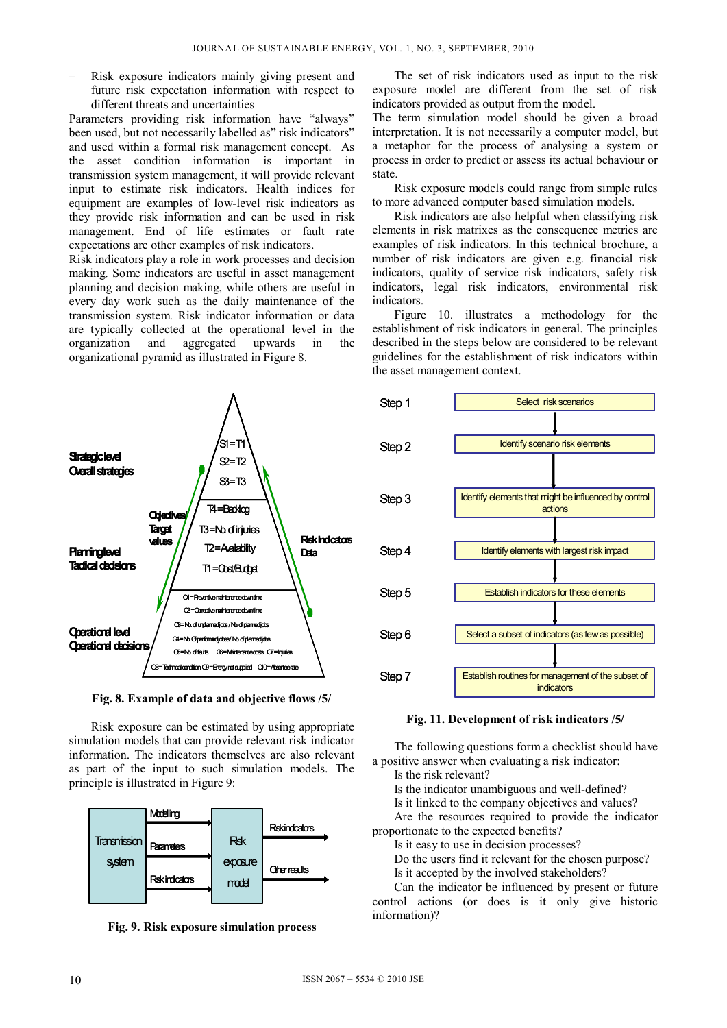– Risk exposure indicators mainly giving present and future risk expectation information with respect to different threats and uncertainties

Parameters providing risk information have "always" been used, but not necessarily labelled as" risk indicators" and used within a formal risk management concept. As the asset condition information is important in transmission system management, it will provide relevant input to estimate risk indicators. Health indices for equipment are examples of low-level risk indicators as they provide risk information and can be used in risk management. End of life estimates or fault rate expectations are other examples of risk indicators.

Risk indicators play a role in work processes and decision making. Some indicators are useful in asset management planning and decision making, while others are useful in every day work such as the daily maintenance of the transmission system. Risk indicator information or data are typically collected at the operational level in the organization and aggregated upwards in the organizational pyramid as illustrated in Figure 8.

Strategic level
Overall strategies

S1=T1
S2=T2
S3=T3

Objectives/
Target
values

T4=Backlog
T3=No. of injuries
T2=Availability
T1=Cost/Budget

Risk Indicators
Data

Planning level
Tactical decisions

O1=Preventive maintenance downtime
O2=Corrective maintenance downtime
O3=No. of unplanned jobs/No. of planned jobs
O4=No. Of performed jobs/No. of planned jobs
O5=No. of faults O6=Maintenance costs O7=Injuries
O8=Technical condition O9=Energy not supplied O10=Absentee rate

Operational level
Operational decisions

**Fig. 8. Example of data and objective flows /5/**

Risk exposure can be estimated by using appropriate simulation models that can provide relevant risk indicator information. The indicators themselves are also relevant as part of the input to such simulation models. The principle is illustrated in Figure 9:

Transmission system → Modelling / Parameters / Risk indicators → Risk exposure model → Risk indicators / Other results

**Fig. 9. Risk exposure simulation process**

The set of risk indicators used as input to the risk exposure model are different from the set of risk indicators provided as output from the model.

The term simulation model should be given a broad interpretation. It is not necessarily a computer model, but a metaphor for the process of analysing a system or process in order to predict or assess its actual behaviour or state.

Risk exposure models could range from simple rules to more advanced computer based simulation models.

Risk indicators are also helpful when classifying risk elements in risk matrixes as the consequence metrics are examples of risk indicators. In this technical brochure, a number of risk indicators are given e.g. financial risk indicators, quality of service risk indicators, safety risk indicators, legal risk indicators, environmental risk indicators.

Figure 10. illustrates a methodology for the establishment of risk indicators in general. The principles described in the steps below are considered to be relevant guidelines for the establishment of risk indicators within the asset management context.

Step 1 – Select risk scenarios
Step 2 – Identify scenario risk elements
Step 3 – Identify elements that might be influenced by control actions
Step 4 – Identify elements with largest risk impact
Step 5 – Establish indicators for these elements
Step 6 – Select a subset of indicators (as few as possible)
Step 7 – Establish routines for management of the subset of indicators

**Fig. 11. Development of risk indicators /5/**

The following questions form a checklist should have a positive answer when evaluating a risk indicator:

Is the risk relevant?

Is the indicator unambiguous and well-defined?

Is it linked to the company objectives and values?

Are the resources required to provide the indicator proportionate to the expected benefits?

Is it easy to use in decision processes?

Do the users find it relevant for the chosen purpose?

Is it accepted by the involved stakeholders?

Can the indicator be influenced by present or future control actions (or does is it only give historic information)?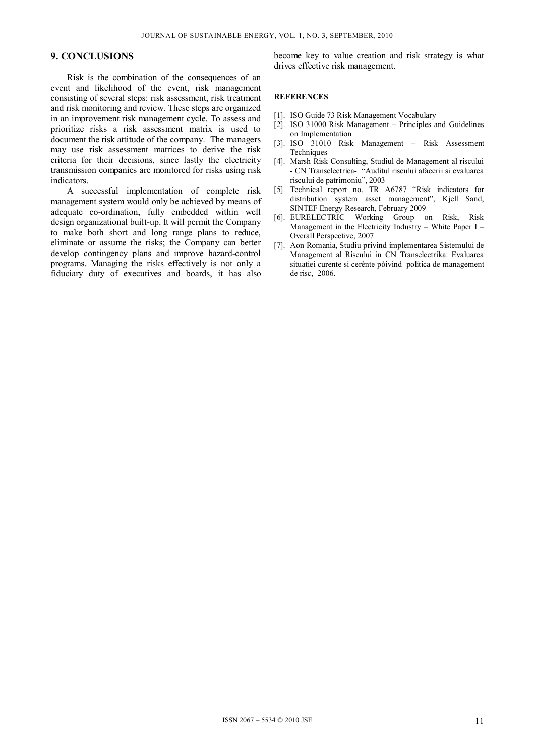## 9. CONCLUSIONS

Risk is the combination of the consequences of an event and likelihood of the event, risk management consisting of several steps: risk assessment, risk treatment and risk monitoring and review. These steps are organized in an improvement risk management cycle. To assess and prioritize risks a risk assessment matrix is used to document the risk attitude of the company. The managers may use risk assessment matrices to derive the risk criteria for their decisions, since lastly the electricity transmission companies are monitored for risks using risk indicators.

A successful implementation of complete risk management system would only be achieved by means of adequate co-ordination, fully embedded within well design organizational built-up. It will permit the Company to make both short and long range plans to reduce, eliminate or assume the risks; the Company can better develop contingency plans and improve hazard-control programs. Managing the risks effectively is not only a fiduciary duty of executives and boards, it has also become key to value creation and risk strategy is what drives effective risk management.

### REFERENCES

[1]. ISO Guide 73 Risk Management Vocabulary

[2]. ISO 31000 Risk Management – Principles and Guidelines on Implementation

[3]. ISO 31010 Risk Management – Risk Assessment Techniques

[4]. Marsh Risk Consulting, Studiul de Management al riscului - CN Transelectrica- "Auditul riscului afacerii si evaluarea riscului de patrimoniu", 2003

[5]. Technical report no. TR A6787 "Risk indicators for distribution system asset management", Kjell Sand, SINTEF Energy Research, February 2009

[6]. EURELECTRIC Working Group on Risk, Risk Management in the Electricity Industry – White Paper I – Overall Perspective, 2007

[7]. Aon Romania, Studiu privind implementarea Sistemului de Management al Riscului in CN Transelectrika: Evaluarea situatiei curente si cerénte pòivind politica de management de risc, 2006.